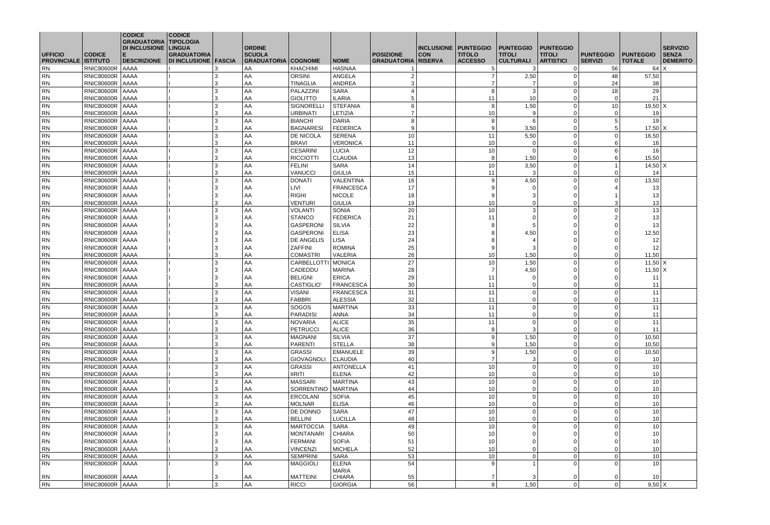| UFFICIO PROVINCIALE | CODICE ISTITUTO | CODICE GRADUATORIA DI INCLUSIONE E DESCRIZIONE | CODICE TIPOLOGIA LINGUA GRADUATORIA DI INCLUSIONE | FASCIA | ORDINE SCUOLA GRADUATORIA | COGNOME | NOME | POSIZIONE GRADUATORIA | INCLUSIONE CON RISERVA | PUNTEGGIO TITOLO ACCESSO | PUNTEGGIO TITOLI CULTURALI | PUNTEGGIO TITOLI ARTISTICI | PUNTEGGIO SERVIZI | PUNTEGGIO TOTALE | SERVIZIO SENZA DEMERITO |
|---|---|---|---|---|---|---|---|---|---|---|---|---|---|---|---|
| RN | RNIC80600R | AAAA | I | 3 | AA | KHACHIMI | HASNAA | 1 | | 5 | 3 | 0 | 56 | 64 | X |
| RN | RNIC80600R | AAAA | I | 3 | AA | ORSINI | ANGELA | 2 | | 7 | 2,50 | 0 | 48 | 57,50 | |
| RN | RNIC80600R | AAAA | I | 3 | AA | TINAGLIA | ANDREA | 3 | | 7 | 7 | 0 | 24 | 38 | |
| RN | RNIC80600R | AAAA | I | 3 | AA | PALAZZINI | SARA | 4 | | 8 | 3 | 0 | 18 | 29 | |
| RN | RNIC80600R | AAAA | I | 3 | AA | GIOLITTO | ILARIA | 5 | | 11 | 10 | 0 | 0 | 21 | |
| RN | RNIC80600R | AAAA | I | 3 | AA | SIGNORELLI | STEFANIA | 6 | | 8 | 1,50 | 0 | 10 | 19,50 | X |
| RN | RNIC80600R | AAAA | I | 3 | AA | URBINATI | LETIZIA | 7 | | 10 | 9 | 0 | 0 | 19 | |
| RN | RNIC80600R | AAAA | I | 3 | AA | BIANCHI | DARIA | 8 | | 8 | 6 | 0 | 5 | 19 | |
| RN | RNIC80600R | AAAA | I | 3 | AA | BAGNARESI | FEDERICA | 9 | | 9 | 3,50 | 0 | 5 | 17,50 | X |
| RN | RNIC80600R | AAAA | I | 3 | AA | DE NICOLA | SERENA | 10 | | 11 | 5,50 | 0 | 0 | 16,50 | |
| RN | RNIC80600R | AAAA | I | 3 | AA | BRAVI | VERONICA | 11 | | 10 | 0 | 0 | 6 | 16 | |
| RN | RNIC80600R | AAAA | I | 3 | AA | CESARINI | LUCIA | 12 | | 10 | 0 | 0 | 6 | 16 | |
| RN | RNIC80600R | AAAA | I | 3 | AA | RICCIOTTI | CLAUDIA | 13 | | 8 | 1,50 | 0 | 6 | 15,50 | |
| RN | RNIC80600R | AAAA | I | 3 | AA | FELINI | SARA | 14 | | 10 | 3,50 | 0 | 1 | 14,50 | X |
| RN | RNIC80600R | AAAA | I | 3 | AA | VANUCCI | GIULIA | 15 | | 11 | 3 | 0 | 0 | 14 | |
| RN | RNIC80600R | AAAA | I | 3 | AA | DONATI | VALENTINA | 16 | | 9 | 4,50 | 0 | 0 | 13,50 | |
| RN | RNIC80600R | AAAA | I | 3 | AA | LIVI | FRANCESCA | 17 | | 9 | 0 | 0 | 4 | 13 | |
| RN | RNIC80600R | AAAA | I | 3 | AA | RIGHI | NICOLE | 18 | | 9 | 3 | 0 | 1 | 13 | |
| RN | RNIC80600R | AAAA | I | 3 | AA | VENTURI | GIULIA | 19 | | 10 | 0 | 0 | 3 | 13 | |
| RN | RNIC80600R | AAAA | I | 3 | AA | VOLANTI | SONIA | 20 | | 10 | 3 | 0 | 0 | 13 | |
| RN | RNIC80600R | AAAA | I | 3 | AA | STANCO | FEDERICA | 21 | | 11 | 0 | 0 | 2 | 13 | |
| RN | RNIC80600R | AAAA | I | 3 | AA | GASPERONI | SILVIA | 22 | | 8 | 5 | 0 | 0 | 13 | |
| RN | RNIC80600R | AAAA | I | 3 | AA | GASPERONI | ELISA | 23 | | 8 | 4,50 | 0 | 0 | 12,50 | |
| RN | RNIC80600R | AAAA | I | 3 | AA | DE ANGELIS | LISA | 24 | | 8 | 4 | 0 | 0 | 12 | |
| RN | RNIC80600R | AAAA | I | 3 | AA | ZAFFINI | ROMINA | 25 | | 9 | 3 | 0 | 0 | 12 | |
| RN | RNIC80600R | AAAA | I | 3 | AA | COMASTRI | VALERIA | 26 | | 10 | 1,50 | 0 | 0 | 11,50 | |
| RN | RNIC80600R | AAAA | I | 3 | AA | CARBELLOTTI | MONICA | 27 | | 10 | 1,50 | 0 | 0 | 11,50 | X |
| RN | RNIC80600R | AAAA | I | 3 | AA | CADEDDU | MARINA | 28 | | 7 | 4,50 | 0 | 0 | 11,50 | X |
| RN | RNIC80600R | AAAA | I | 3 | AA | BELIGNI | ERICA | 29 | | 11 | 0 | 0 | 0 | 11 | |
| RN | RNIC80600R | AAAA | I | 3 | AA | CASTIGLIO' | FRANCESCA | 30 | | 11 | 0 | 0 | 0 | 11 | |
| RN | RNIC80600R | AAAA | I | 3 | AA | VISANI | FRANCESCA | 31 | | 11 | 0 | 0 | 0 | 11 | |
| RN | RNIC80600R | AAAA | I | 3 | AA | FABBRI | ALESSIA | 32 | | 11 | 0 | 0 | 0 | 11 | |
| RN | RNIC80600R | AAAA | I | 3 | AA | SOGOS | MARTINA | 33 | | 11 | 0 | 0 | 0 | 11 | |
| RN | RNIC80600R | AAAA | I | 3 | AA | PARADISI | ANNA | 34 | | 11 | 0 | 0 | 0 | 11 | |
| RN | RNIC80600R | AAAA | I | 3 | AA | NOVARIA | ALICE | 35 | | 11 | 0 | 0 | 0 | 11 | |
| RN | RNIC80600R | AAAA | I | 3 | AA | PETRUCCI | ALICE | 36 | | 8 | 3 | 0 | 0 | 11 | |
| RN | RNIC80600R | AAAA | I | 3 | AA | MAGNANI | SILVIA | 37 | | 9 | 1,50 | 0 | 0 | 10,50 | |
| RN | RNIC80600R | AAAA | I | 3 | AA | PARENTI | STELLA | 38 | | 9 | 1,50 | 0 | 0 | 10,50 | |
| RN | RNIC80600R | AAAA | I | 3 | AA | GRASSI | EMANUELE | 39 | | 9 | 1,50 | 0 | 0 | 10,50 | |
| RN | RNIC80600R | AAAA | I | 3 | AA | GIOVAGNOLI | CLAUDIA | 40 | | 7 | 3 | 0 | 0 | 10 | |
| RN | RNIC80600R | AAAA | I | 3 | AA | GRASSI | ANTONELLA | 41 | | 10 | 0 | 0 | 0 | 10 | |
| RN | RNIC80600R | AAAA | I | 3 | AA | IIRITI | ELENA | 42 | | 10 | 0 | 0 | 0 | 10 | |
| RN | RNIC80600R | AAAA | I | 3 | AA | MASSARI | MARTINA | 43 | | 10 | 0 | 0 | 0 | 10 | |
| RN | RNIC80600R | AAAA | I | 3 | AA | SORRENTINO | MARTINA | 44 | | 10 | 0 | 0 | 0 | 10 | |
| RN | RNIC80600R | AAAA | I | 3 | AA | ERCOLANI | SOFIA | 45 | | 10 | 0 | 0 | 0 | 10 | |
| RN | RNIC80600R | AAAA | I | 3 | AA | MOLNAR | ELISA | 46 | | 10 | 0 | 0 | 0 | 10 | |
| RN | RNIC80600R | AAAA | I | 3 | AA | DE DONNO | SARA | 47 | | 10 | 0 | 0 | 0 | 10 | |
| RN | RNIC80600R | AAAA | I | 3 | AA | BELLINI | LUCILLA | 48 | | 10 | 0 | 0 | 0 | 10 | |
| RN | RNIC80600R | AAAA | I | 3 | AA | MARTOCCIA | SARA | 49 | | 10 | 0 | 0 | 0 | 10 | |
| RN | RNIC80600R | AAAA | I | 3 | AA | MONTANARI | CHIARA | 50 | | 10 | 0 | 0 | 0 | 10 | |
| RN | RNIC80600R | AAAA | I | 3 | AA | FERMANI | SOFIA | 51 | | 10 | 0 | 0 | 0 | 10 | |
| RN | RNIC80600R | AAAA | I | 3 | AA | VINCENZI | MICHELA | 52 | | 10 | 0 | 0 | 0 | 10 | |
| RN | RNIC80600R | AAAA | I | 3 | AA | SEMPRINI | SARA | 53 | | 10 | 0 | 0 | 0 | 10 | |
| RN | RNIC80600R | AAAA | I | 3 | AA | MAGGIOLI | ELENA | 54 | | 9 | 1 | 0 | 0 | 10 | |
| RN | RNIC80600R | AAAA | I | 3 | AA | MATTEINI | MARIA CHIARA | 55 | | 7 | 3 | 0 | 0 | 10 | |
| RN | RNIC80600R | AAAA | I | 3 | AA | RICCI | GIORGIA | 56 | | 8 | 1,50 | 0 | 0 | 9,50 | X |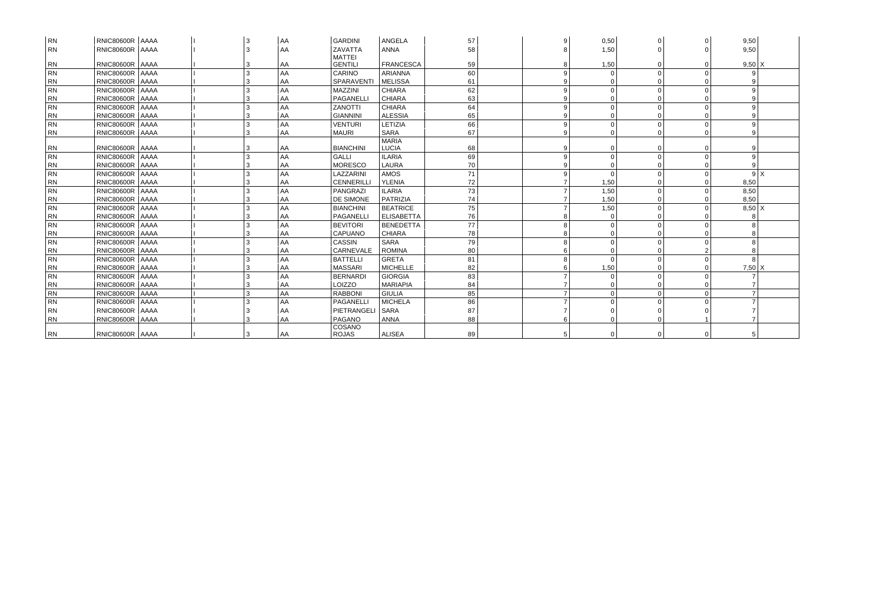| | | | | | | | | | | | | | | |
|---|---|---|---|---|---|---|---|---|---|---|---|---|---|---|
| RN | RNIC80600R | AAAA | I | 3 | AA | GARDINI | ANGELA | 57 | | 9 | 0,50 | 0 | 0 | 9,50 | |
| RN | RNIC80600R | AAAA | I | 3 | AA | ZAVATTA | ANNA | 58 | | 8 | 1,50 | 0 | 0 | 9,50 | |
| RN | RNIC80600R | AAAA | I | 3 | AA | MATTEI GENTILI | FRANCESCA | 59 | | 8 | 1,50 | 0 | 0 | 9,50 | X |
| RN | RNIC80600R | AAAA | I | 3 | AA | CARINO | ARIANNA | 60 | | 9 | 0 | 0 | 0 | 9 | |
| RN | RNIC80600R | AAAA | I | 3 | AA | SPARAVENTI | MELISSA | 61 | | 9 | 0 | 0 | 0 | 9 | |
| RN | RNIC80600R | AAAA | I | 3 | AA | MAZZINI | CHIARA | 62 | | 9 | 0 | 0 | 0 | 9 | |
| RN | RNIC80600R | AAAA | I | 3 | AA | PAGANELLI | CHIARA | 63 | | 9 | 0 | 0 | 0 | 9 | |
| RN | RNIC80600R | AAAA | I | 3 | AA | ZANOTTI | CHIARA | 64 | | 9 | 0 | 0 | 0 | 9 | |
| RN | RNIC80600R | AAAA | I | 3 | AA | GIANNINI | ALESSIA | 65 | | 9 | 0 | 0 | 0 | 9 | |
| RN | RNIC80600R | AAAA | I | 3 | AA | VENTURI | LETIZIA | 66 | | 9 | 0 | 0 | 0 | 9 | |
| RN | RNIC80600R | AAAA | I | 3 | AA | MAURI | SARA | 67 | | 9 | 0 | 0 | 0 | 9 | |
| RN | RNIC80600R | AAAA | I | 3 | AA | BIANCHINI | MARIA LUCIA | 68 | | 9 | 0 | 0 | 0 | 9 | |
| RN | RNIC80600R | AAAA | I | 3 | AA | GALLI | ILARIA | 69 | | 9 | 0 | 0 | 0 | 9 | |
| RN | RNIC80600R | AAAA | I | 3 | AA | MORESCO | LAURA | 70 | | 9 | 0 | 0 | 0 | 9 | |
| RN | RNIC80600R | AAAA | I | 3 | AA | LAZZARINI | AMOS | 71 | | 9 | 0 | 0 | 0 | 9 | X |
| RN | RNIC80600R | AAAA | I | 3 | AA | CENNERILLI | YLENIA | 72 | | 7 | 1,50 | 0 | 0 | 8,50 | |
| RN | RNIC80600R | AAAA | I | 3 | AA | PANGRAZI | ILARIA | 73 | | 7 | 1,50 | 0 | 0 | 8,50 | |
| RN | RNIC80600R | AAAA | I | 3 | AA | DE SIMONE | PATRIZIA | 74 | | 7 | 1,50 | 0 | 0 | 8,50 | |
| RN | RNIC80600R | AAAA | I | 3 | AA | BIANCHINI | BEATRICE | 75 | | 7 | 1,50 | 0 | 0 | 8,50 | X |
| RN | RNIC80600R | AAAA | I | 3 | AA | PAGANELLI | ELISABETTA | 76 | | 8 | 0 | 0 | 0 | 8 | |
| RN | RNIC80600R | AAAA | I | 3 | AA | BEVITORI | BENEDETTA | 77 | | 8 | 0 | 0 | 0 | 8 | |
| RN | RNIC80600R | AAAA | I | 3 | AA | CAPUANO | CHIARA | 78 | | 8 | 0 | 0 | 0 | 8 | |
| RN | RNIC80600R | AAAA | I | 3 | AA | CASSIN | SARA | 79 | | 8 | 0 | 0 | 0 | 8 | |
| RN | RNIC80600R | AAAA | I | 3 | AA | CARNEVALE | ROMINA | 80 | | 6 | 0 | 0 | 2 | 8 | |
| RN | RNIC80600R | AAAA | I | 3 | AA | BATTELLI | GRETA | 81 | | 8 | 0 | 0 | 0 | 8 | |
| RN | RNIC80600R | AAAA | I | 3 | AA | MASSARI | MICHELLE | 82 | | 6 | 1,50 | 0 | 0 | 7,50 | X |
| RN | RNIC80600R | AAAA | I | 3 | AA | BERNARDI | GIORGIA | 83 | | 7 | 0 | 0 | 0 | 7 | |
| RN | RNIC80600R | AAAA | I | 3 | AA | LOIZZO | MARIAPIA | 84 | | 7 | 0 | 0 | 0 | 7 | |
| RN | RNIC80600R | AAAA | I | 3 | AA | RABBONI | GIULIA | 85 | | 7 | 0 | 0 | 0 | 7 | |
| RN | RNIC80600R | AAAA | I | 3 | AA | PAGANELLI | MICHELA | 86 | | 7 | 0 | 0 | 0 | 7 | |
| RN | RNIC80600R | AAAA | I | 3 | AA | PIETRANGELI | SARA | 87 | | 7 | 0 | 0 | 0 | 7 | |
| RN | RNIC80600R | AAAA | I | 3 | AA | PAGANO | ANNA | 88 | | 6 | 0 | 0 | 1 | 7 | |
| RN | RNIC80600R | AAAA | I | 3 | AA | COSANO ROJAS | ALISEA | 89 | | 5 | 0 | 0 | 0 | 5 | |